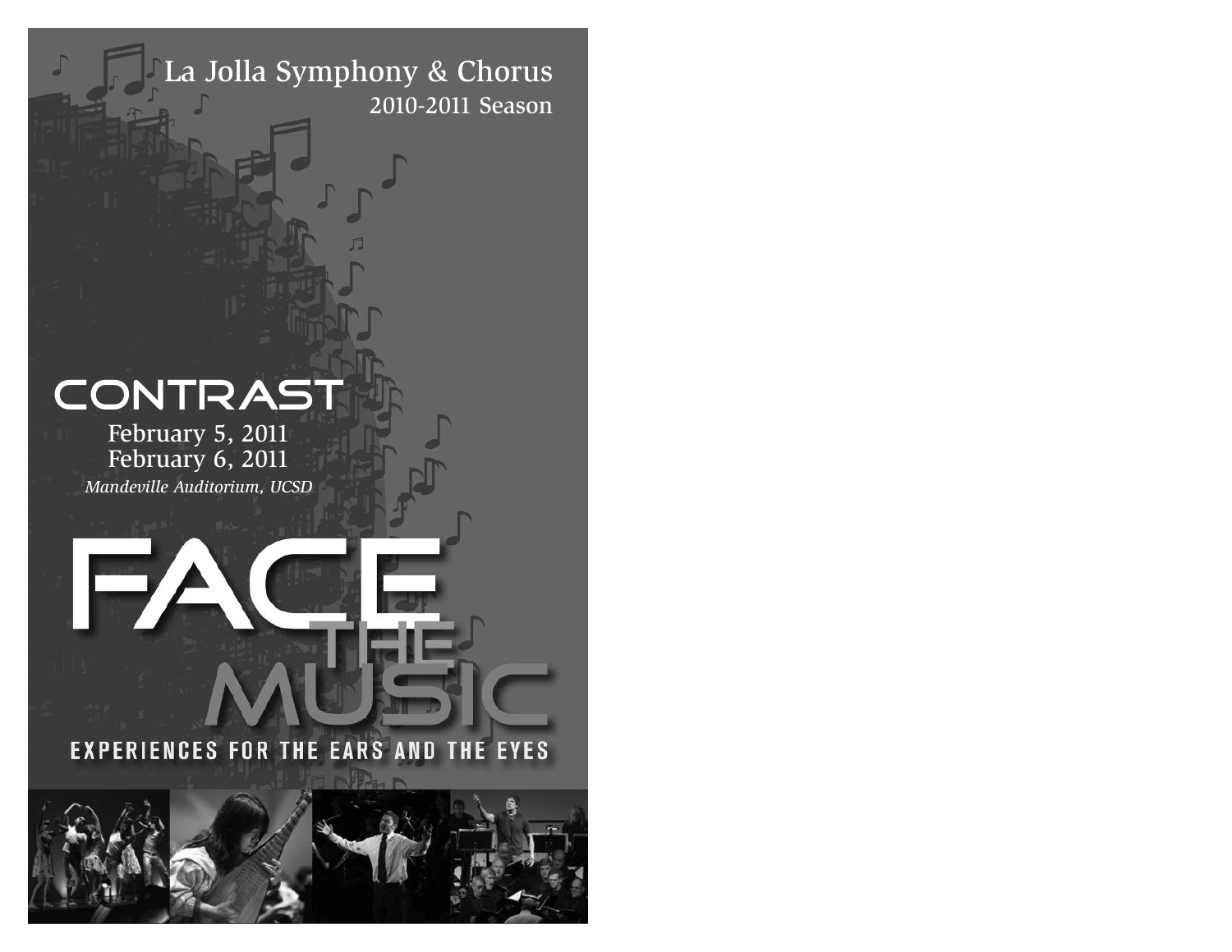La Jolla Symphony & Chorus
2010-2011 Season

# CONTRAST

February 5, 2011
February 6, 2011
*Mandeville Auditorium, UCSD*

# FACE THE MUSIC

EXPERIENCES FOR THE EARS AND THE EYES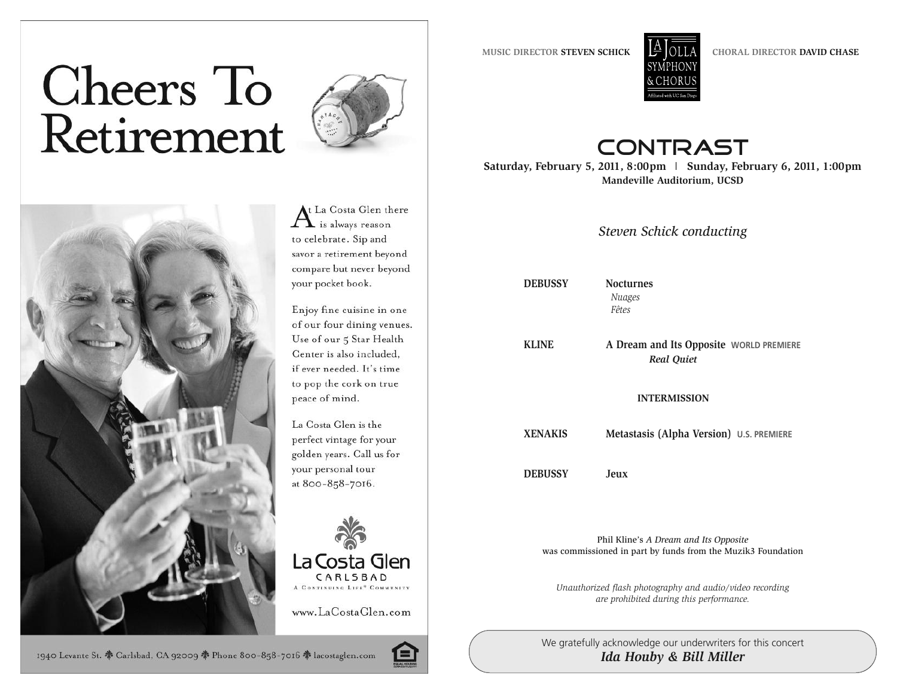# Cheers To Retirement

At La Costa Glen there is always reason to celebrate. Sip and savor a retirement beyond compare but never beyond your pocket book.

Enjoy fine cuisine in one of our four dining venues. Use of our 5 Star Health Center is also included, if ever needed. It's time to pop the cork on true peace of mind.

La Costa Glen is the perfect vintage for your golden years. Call us for your personal tour at 800-858-7016.

La Costa Glen
CARLSBAD
A Continuing Life® Community

www.LaCostaGlen.com

1940 Levante St. ❖ Carlsbad, CA 92009 ❖ Phone 800-858-7016 ❖ lacostaglen.com

---

MUSIC DIRECTOR **STEVEN SCHICK** | CHORAL DIRECTOR **DAVID CHASE**

La Jolla Symphony & Chorus
Affiliated with UC San Diego

# CONTRAST

**Saturday, February 5, 2011, 8:00pm | Sunday, February 6, 2011, 1:00pm**
**Mandeville Auditorium, UCSD**

*Steven Schick conducting*

**DEBUSSY** **Nocturnes**
*Nuages*
*Fêtes*

**KLINE** **A Dream and Its Opposite** WORLD PREMIERE
***Real Quiet***

**INTERMISSION**

**XENAKIS** **Metastasis (Alpha Version)** U.S. PREMIERE

**DEBUSSY** **Jeux**

Phil Kline's *A Dream and Its Opposite* was commissioned in part by funds from the Muzik3 Foundation

*Unauthorized flash photography and audio/video recording are prohibited during this performance.*

We gratefully acknowledge our underwriters for this concert
***Ida Houby & Bill Miller***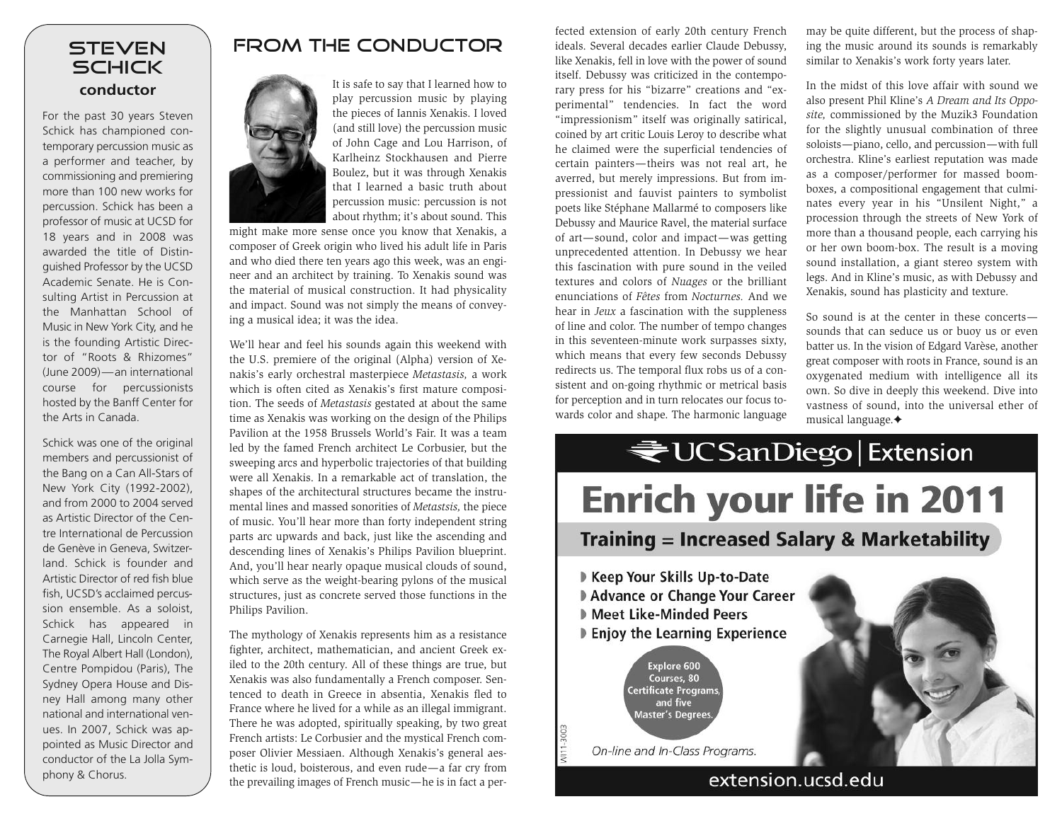## STEVEN SCHICK

**conductor**

For the past 30 years Steven Schick has championed contemporary percussion music as a performer and teacher, by commissioning and premiering more than 100 new works for percussion. Schick has been a professor of music at UCSD for 18 years and in 2008 was awarded the title of Distinguished Professor by the UCSD Academic Senate. He is Consulting Artist in Percussion at the Manhattan School of Music in New York City, and he is the founding Artistic Director of "Roots & Rhizomes" (June 2009)—an international course for percussionists hosted by the Banff Center for the Arts in Canada.

Schick was one of the original members and percussionist of the Bang on a Can All-Stars of New York City (1992-2002), and from 2000 to 2004 served as Artistic Director of the Centre International de Percussion de Genève in Geneva, Switzerland. Schick is founder and Artistic Director of red fish blue fish, UCSD's acclaimed percussion ensemble. As a soloist, Schick has appeared in Carnegie Hall, Lincoln Center, The Royal Albert Hall (London), Centre Pompidou (Paris), The Sydney Opera House and Disney Hall among many other national and international venues. In 2007, Schick was appointed as Music Director and conductor of the La Jolla Symphony & Chorus.

## FROM THE CONDUCTOR

It is safe to say that I learned how to play percussion music by playing the pieces of Iannis Xenakis. I loved (and still love) the percussion music of John Cage and Lou Harrison, of Karlheinz Stockhausen and Pierre Boulez, but it was through Xenakis that I learned a basic truth about percussion music: percussion is not about rhythm; it's about sound. This might make more sense once you know that Xenakis, a composer of Greek origin who lived his adult life in Paris and who died there ten years ago this week, was an engineer and an architect by training. To Xenakis sound was the material of musical construction. It had physicality and impact. Sound was not simply the means of conveying a musical idea; it was the idea.

We'll hear and feel his sounds again this weekend with the U.S. premiere of the original (Alpha) version of Xenakis's early orchestral masterpiece *Metastasis*, a work which is often cited as Xenakis's first mature composition. The seeds of *Metastasis* gestated at about the same time as Xenakis was working on the design of the Philips Pavilion at the 1958 Brussels World's Fair. It was a team led by the famed French architect Le Corbusier, but the sweeping arcs and hyperbolic trajectories of that building were all Xenakis. In a remarkable act of translation, the shapes of the architectural structures became the instrumental lines and massed sonorities of *Metastsis,* the piece of music. You'll hear more than forty independent string parts arc upwards and back, just like the ascending and descending lines of Xenakis's Philips Pavilion blueprint. And, you'll hear nearly opaque musical clouds of sound, which serve as the weight-bearing pylons of the musical structures, just as concrete served those functions in the Philips Pavilion.

The mythology of Xenakis represents him as a resistance fighter, architect, mathematician, and ancient Greek exiled to the 20th century. All of these things are true, but Xenakis was also fundamentally a French composer. Sentenced to death in Greece in absentia, Xenakis fled to France where he lived for a while as an illegal immigrant. There he was adopted, spiritually speaking, by two great French artists: Le Corbusier and the mystical French composer Olivier Messiaen. Although Xenakis's general aesthetic is loud, boisterous, and even rude—a far cry from the prevailing images of French music—he is in fact a perfected extension of early 20th century French ideals. Several decades earlier Claude Debussy, like Xenakis, fell in love with the power of sound itself. Debussy was criticized in the contemporary press for his "bizarre" creations and "experimental" tendencies. In fact the word "impressionism" itself was originally satirical, coined by art critic Louis Leroy to describe what he claimed were the superficial tendencies of certain painters—theirs was not real art, he averred, but merely impressions. But from impressionist and fauvist painters to symbolist poets like Stéphane Mallarmé to composers like Debussy and Maurice Ravel, the material surface of art—sound, color and impact—was getting unprecedented attention. In Debussy we hear this fascination with pure sound in the veiled textures and colors of *Nuages* or the brilliant enunciations of *Fêtes* from *Nocturnes.* And we hear in *Jeux* a fascination with the suppleness of line and color. The number of tempo changes in this seventeen-minute work surpasses sixty, which means that every few seconds Debussy redirects us. The temporal flux robs us of a consistent and on-going rhythmic or metrical basis for perception and in turn relocates our focus towards color and shape. The harmonic language may be quite different, but the process of shaping the music around its sounds is remarkably similar to Xenakis's work forty years later.

In the midst of this love affair with sound we also present Phil Kline's *A Dream and Its Opposite,* commissioned by the Muzik3 Foundation for the slightly unusual combination of three soloists—piano, cello, and percussion—with full orchestra. Kline's earliest reputation was made as a composer/performer for massed boomboxes, a compositional engagement that culminates every year in his "Unsilent Night," a procession through the streets of New York of more than a thousand people, each carrying his or her own boom-box. The result is a moving sound installation, a giant stereo system with legs. And in Kline's music, as with Debussy and Xenakis, sound has plasticity and texture.

So sound is at the center in these concerts—sounds that can seduce us or buoy us or even batter us. In the vision of Edgard Varèse, another great composer with roots in France, sound is an oxygenated medium with intelligence all its own. So dive in deeply this weekend. Dive into vastness of sound, into the universal ether of musical language.✦

UCSanDiego | Extension

# Enrich your life in 2011

**Training = Increased Salary & Marketability**

- Keep Your Skills Up-to-Date
- Advance or Change Your Career
- Meet Like-Minded Peers
- Enjoy the Learning Experience

Explore 600 Courses, 80 Certificate Programs, and five Master's Degrees.

*On-line and In-Class Programs.*

WI11-3003

extension.ucsd.edu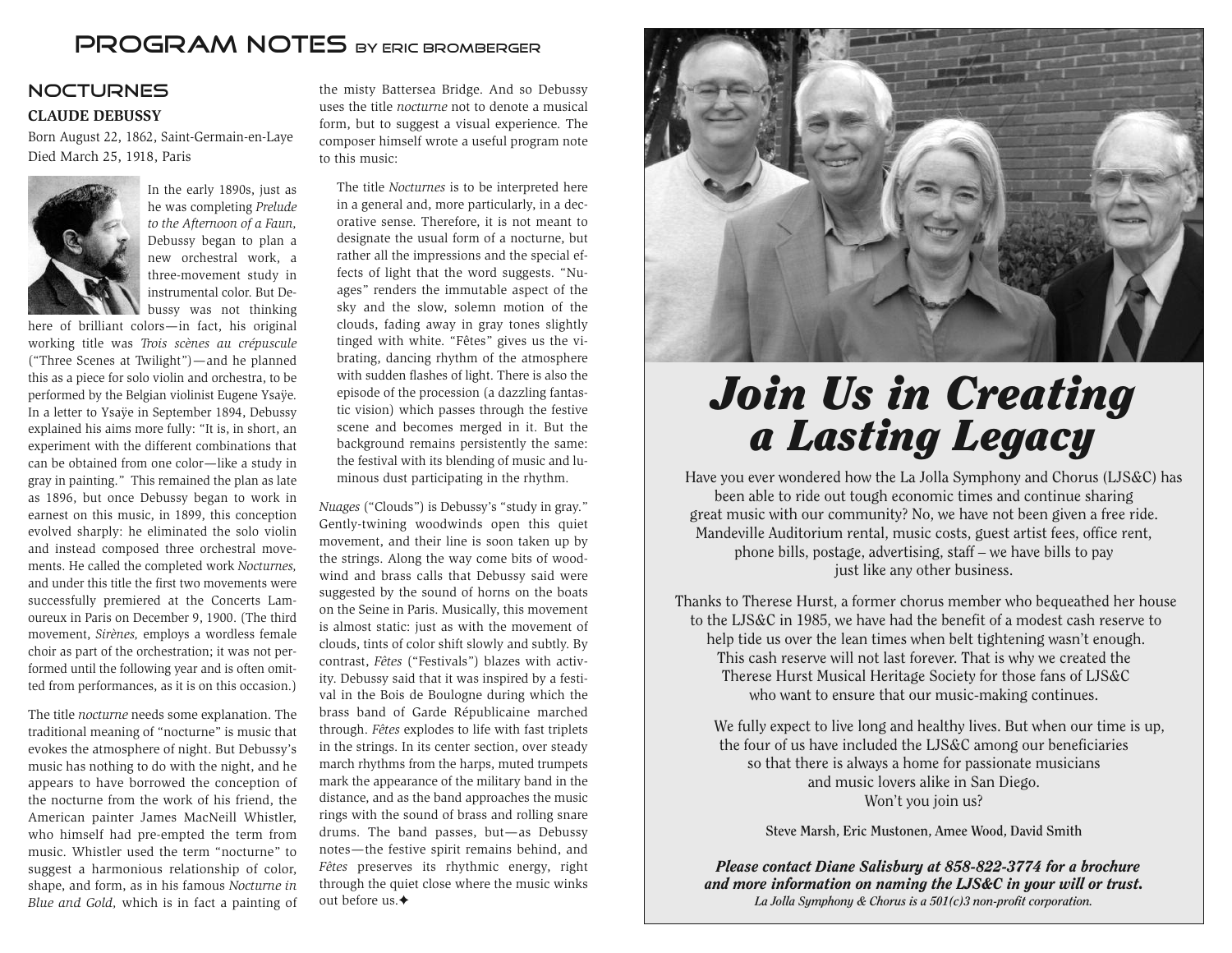# PROGRAM NOTES BY ERIC BROMBERGER

## NOCTURNES

**CLAUDE DEBUSSY**

Born August 22, 1862, Saint-Germain-en-Laye
Died March 25, 1918, Paris

In the early 1890s, just as he was completing *Prelude to the Afternoon of a Faun,* Debussy began to plan a new orchestral work, a three-movement study in instrumental color. But Debussy was not thinking here of brilliant colors—in fact, his original working title was *Trois scènes au crépuscule* ("Three Scenes at Twilight")—and he planned this as a piece for solo violin and orchestra, to be performed by the Belgian violinist Eugene Ysaÿe. In a letter to Ysaÿe in September 1894, Debussy explained his aims more fully: "It is, in short, an experiment with the different combinations that can be obtained from one color—like a study in gray in painting." This remained the plan as late as 1896, but once Debussy began to work in earnest on this music, in 1899, this conception evolved sharply: he eliminated the solo violin and instead composed three orchestral movements. He called the completed work *Nocturnes,* and under this title the first two movements were successfully premiered at the Concerts Lamoureux in Paris on December 9, 1900. (The third movement, *Sirènes,* employs a wordless female choir as part of the orchestration; it was not performed until the following year and is often omitted from performances, as it is on this occasion.)

The title *nocturne* needs some explanation. The traditional meaning of "nocturne" is music that evokes the atmosphere of night. But Debussy's music has nothing to do with the night, and he appears to have borrowed the conception of the nocturne from the work of his friend, the American painter James MacNeill Whistler, who himself had pre-empted the term from music. Whistler used the term "nocturne" to suggest a harmonious relationship of color, shape, and form, as in his famous *Nocturne in Blue and Gold,* which is in fact a painting of the misty Battersea Bridge. And so Debussy uses the title *nocturne* not to denote a musical form, but to suggest a visual experience. The composer himself wrote a useful program note to this music:

> The title *Nocturnes* is to be interpreted here in a general and, more particularly, in a decorative sense. Therefore, it is not meant to designate the usual form of a nocturne, but rather all the impressions and the special effects of light that the word suggests. "Nuages" renders the immutable aspect of the sky and the slow, solemn motion of the clouds, fading away in gray tones slightly tinged with white. "Fêtes" gives us the vibrating, dancing rhythm of the atmosphere with sudden flashes of light. There is also the episode of the procession (a dazzling fantastic vision) which passes through the festive scene and becomes merged in it. But the background remains persistently the same: the festival with its blending of music and luminous dust participating in the rhythm.

*Nuages* ("Clouds") is Debussy's "study in gray." Gently-twining woodwinds open this quiet movement, and their line is soon taken up by the strings. Along the way come bits of woodwind and brass calls that Debussy said were suggested by the sound of horns on the boats on the Seine in Paris. Musically, this movement is almost static: just as with the movement of clouds, tints of color shift slowly and subtly. By contrast, *Fêtes* ("Festivals") blazes with activity. Debussy said that it was inspired by a festival in the Bois de Boulogne during which the brass band of Garde Républicaine marched through. *Fêtes* explodes to life with fast triplets in the strings. In its center section, over steady march rhythms from the harps, muted trumpets mark the appearance of the military band in the distance, and as the band approaches the music rings with the sound of brass and rolling snare drums. The band passes, but—as Debussy notes—the festive spirit remains behind, and *Fêtes* preserves its rhythmic energy, right through the quiet close where the music winks out before us.✦

# *Join Us in Creating a Lasting Legacy*

Have you ever wondered how the La Jolla Symphony and Chorus (LJS&C) has been able to ride out tough economic times and continue sharing great music with our community? No, we have not been given a free ride. Mandeville Auditorium rental, music costs, guest artist fees, office rent, phone bills, postage, advertising, staff – we have bills to pay just like any other business.

Thanks to Therese Hurst, a former chorus member who bequeathed her house to the LJS&C in 1985, we have had the benefit of a modest cash reserve to help tide us over the lean times when belt tightening wasn't enough. This cash reserve will not last forever. That is why we created the Therese Hurst Musical Heritage Society for those fans of LJS&C who want to ensure that our music-making continues.

We fully expect to live long and healthy lives. But when our time is up, the four of us have included the LJS&C among our beneficiaries so that there is always a home for passionate musicians and music lovers alike in San Diego. Won't you join us?

**Steve Marsh, Eric Mustonen, Amee Wood, David Smith**

***Please contact Diane Salisbury at 858-822-3774 for a brochure and more information on naming the LJS&C in your will or trust.***

***La Jolla Symphony & Chorus is a 501(c)3 non-profit corporation.***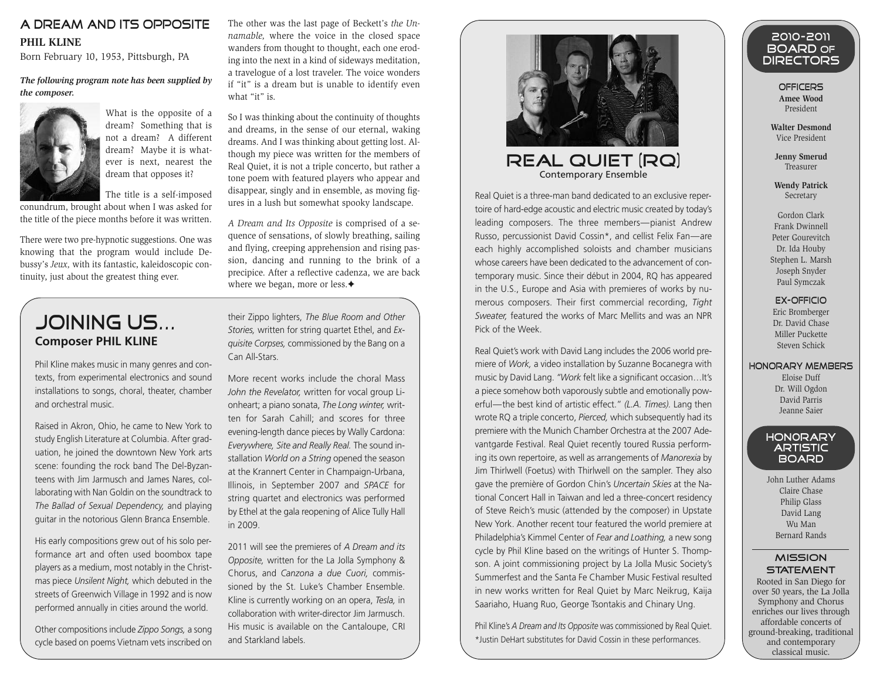## A DREAM AND ITS OPPOSITE

**PHIL KLINE**

Born February 10, 1953, Pittsburgh, PA

***The following program note has been supplied by the composer.***

What is the opposite of a dream? Something that is not a dream? A different dream? Maybe it is whatever is next, nearest the dream that opposes it?

The title is a self-imposed conundrum, brought about when I was asked for the title of the piece months before it was written.

There were two pre-hypnotic suggestions. One was knowing that the program would include Debussy's *Jeux,* with its fantastic, kaleidoscopic continuity, just about the greatest thing ever.

The other was the last page of Beckett's *the Unnamable,* where the voice in the closed space wanders from thought to thought, each one eroding into the next in a kind of sideways meditation, a travelogue of a lost traveler. The voice wonders if "it" is a dream but is unable to identify even what "it" is.

So I was thinking about the continuity of thoughts and dreams, in the sense of our eternal, waking dreams. And I was thinking about getting lost. Although my piece was written for the members of Real Quiet, it is not a triple concerto, but rather a tone poem with featured players who appear and disappear, singly and in ensemble, as moving figures in a lush but somewhat spooky landscape.

*A Dream and Its Opposite* is comprised of a sequence of sensations, of slowly breathing, sailing and flying, creeping apprehension and rising passion, dancing and running to the brink of a precipice. After a reflective cadenza, we are back where we began, more or less.✦

## JOINING US...
### Composer PHIL KLINE

Phil Kline makes music in many genres and contexts, from experimental electronics and sound installations to songs, choral, theater, chamber and orchestral music.

Raised in Akron, Ohio, he came to New York to study English Literature at Columbia. After graduation, he joined the downtown New York arts scene: founding the rock band The Del-Byzanteens with Jim Jarmusch and James Nares, collaborating with Nan Goldin on the soundtrack to *The Ballad of Sexual Dependency,* and playing guitar in the notorious Glenn Branca Ensemble.

His early compositions grew out of his solo performance art and often used boombox tape players as a medium, most notably in the Christmas piece *Unsilent Night,* which debuted in the streets of Greenwich Village in 1992 and is now performed annually in cities around the world.

Other compositions include *Zippo Songs,* a song cycle based on poems Vietnam vets inscribed on their Zippo lighters, *The Blue Room and Other Stories,* written for string quartet Ethel, and *Exquisite Corpses,* commissioned by the Bang on a Can All-Stars.

More recent works include the choral Mass *John the Revelator,* written for vocal group Lionheart; a piano sonata, *The Long winter,* written for Sarah Cahill; and scores for three evening-length dance pieces by Wally Cardona: *Everywhere, Site and Really Real.* The sound installation *World on a String* opened the season at the Krannert Center in Champaign-Urbana, Illinois, in September 2007 and *SPACE* for string quartet and electronics was performed by Ethel at the gala reopening of Alice Tully Hall in 2009.

2011 will see the premieres of *A Dream and its Opposite,* written for the La Jolla Symphony & Chorus, and *Canzona a due Cuori,* commissioned by the St. Luke's Chamber Ensemble. Kline is currently working on an opera, *Tesla,* in collaboration with writer-director Jim Jarmusch. His music is available on the Cantaloupe, CRI and Starkland labels.

## REAL QUIET (RQ)
Contemporary Ensemble

Real Quiet is a three-man band dedicated to an exclusive repertoire of hard-edge acoustic and electric music created by today's leading composers. The three members—pianist Andrew Russo, percussionist David Cossin*, and cellist Felix Fan—are each highly accomplished soloists and chamber musicians whose careers have been dedicated to the advancement of contemporary music. Since their début in 2004, RQ has appeared in the U.S., Europe and Asia with premieres of works by numerous composers. Their first commercial recording, *Tight Sweater,* featured the works of Marc Mellits and was an NPR Pick of the Week.

Real Quiet's work with David Lang includes the 2006 world premiere of *Work,* a video installation by Suzanne Bocanegra with music by David Lang. *"Work* felt like a significant occasion…It's a piece somehow both vaporously subtle and emotionally powerful—the best kind of artistic effect." *(L.A. Times).* Lang then wrote RQ a triple concerto, *Pierced,* which subsequently had its premiere with the Munich Chamber Orchestra at the 2007 Adevantgarde Festival. Real Quiet recently toured Russia performing its own repertoire, as well as arrangements of *Manorexia* by Jim Thirlwell (Foetus) with Thirlwell on the sampler. They also gave the première of Gordon Chin's *Uncertain Skies* at the National Concert Hall in Taiwan and led a three-concert residency of Steve Reich's music (attended by the composer) in Upstate New York. Another recent tour featured the world premiere at Philadelphia's Kimmel Center of *Fear and Loathing,* a new song cycle by Phil Kline based on the writings of Hunter S. Thompson. A joint commissioning project by La Jolla Music Society's Summerfest and the Santa Fe Chamber Music Festival resulted in new works written for Real Quiet by Marc Neikrug, Kaija Saariaho, Huang Ruo, George Tsontakis and Chinary Ung.

Phil Kline's *A Dream and Its Opposite* was commissioned by Real Quiet.
*Justin DeHart substitutes for David Cossin in these performances.

## 2010-2011 BOARD OF DIRECTORS

### OFFICERS

**Amee Wood**
President

**Walter Desmond**
Vice President

**Jenny Smerud**
Treasurer

**Wendy Patrick**
Secretary

Gordon Clark
Frank Dwinnell
Peter Gourevitch
Dr. Ida Houby
Stephen L. Marsh
Joseph Snyder
Paul Symczak

### EX-OFFICIO

Eric Bromberger
Dr. David Chase
Miller Puckette
Steven Schick

### HONORARY MEMBERS

Eloise Duff
Dr. Will Ogdon
David Parris
Jeanne Saier

## HONORARY ARTISTIC BOARD

John Luther Adams
Claire Chase
Philip Glass
David Lang
Wu Man
Bernard Rands

### MISSION STATEMENT

Rooted in San Diego for over 50 years, the La Jolla Symphony and Chorus enriches our lives through affordable concerts of ground-breaking, traditional and contemporary classical music.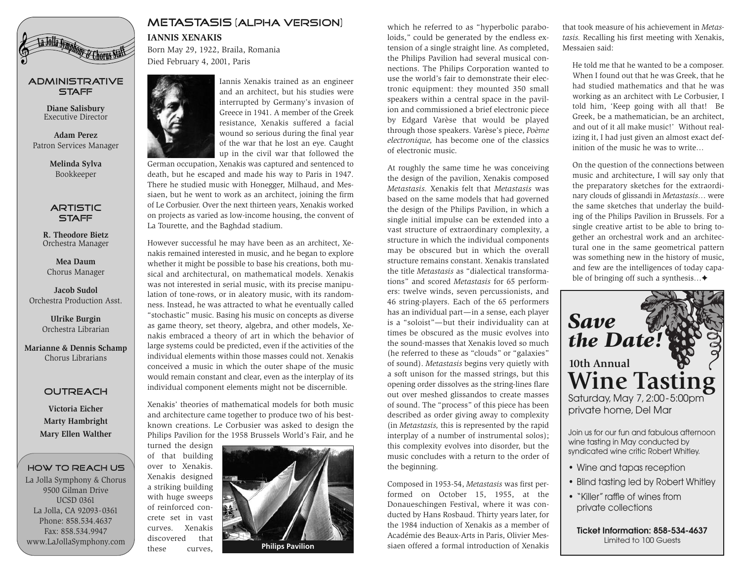La Jolla Symphony & Chorus Staff

## ADMINISTRATIVE STAFF

**Diane Salisbury**
Executive Director

**Adam Perez**
Patron Services Manager

**Melinda Sylva**
Bookkeeper

## ARTISTIC STAFF

**R. Theodore Bietz**
Orchestra Manager

**Mea Daum**
Chorus Manager

**Jacob Sudol**
Orchestra Production Asst.

**Ulrike Burgin**
Orchestra Librarian

**Marianne & Dennis Schamp**
Chorus Librarians

## OUTREACH

**Victoria Eicher**
**Marty Hambright**
**Mary Ellen Walther**

## HOW TO REACH US

La Jolla Symphony & Chorus
9500 Gilman Drive
UCSD 0361
La Jolla, CA 92093-0361
Phone: 858.534.4637
Fax: 858.534.9947
www.LaJollaSymphony.com

# METASTASIS (ALPHA VERSION)

**IANNIS XENAKIS**
Born May 29, 1922, Braila, Romania
Died February 4, 2001, Paris

Iannis Xenakis trained as an engineer and an architect, but his studies were interrupted by Germany's invasion of Greece in 1941. A member of the Greek resistance, Xenakis suffered a facial wound so serious during the final year of the war that he lost an eye. Caught up in the civil war that followed the German occupation, Xenakis was captured and sentenced to death, but he escaped and made his way to Paris in 1947. There he studied music with Honegger, Milhaud, and Messiaen, but he went to work as an architect, joining the firm of Le Corbusier. Over the next thirteen years, Xenakis worked on projects as varied as low-income housing, the convent of La Tourette, and the Baghdad stadium.

However successful he may have been as an architect, Xenakis remained interested in music, and he began to explore whether it might be possible to base his creations, both musical and architectural, on mathematical models. Xenakis was not interested in serial music, with its precise manipulation of tone-rows, or in aleatory music, with its randomness. Instead, he was attracted to what he eventually called "stochastic" music. Basing his music on concepts as diverse as game theory, set theory, algebra, and other models, Xenakis embraced a theory of art in which the behavior of large systems could be predicted, even if the activities of the individual elements within those masses could not. Xenakis conceived a music in which the outer shape of the music would remain constant and clear, even as the interplay of its individual component elements might not be discernible.

Xenakis' theories of mathematical models for both music and architecture came together to produce two of his best-known creations. Le Corbusier was asked to design the Philips Pavilion for the 1958 Brussels World's Fair, and he turned the design of that building over to Xenakis. Xenakis designed a striking building with huge sweeps of reinforced concrete set in vast curves. Xenakis discovered that these curves, which he referred to as "hyperbolic paraboloids," could be generated by the endless extension of a single straight line. As completed, the Philips Pavilion had several musical connections. The Philips Corporation wanted to use the world's fair to demonstrate their electronic equipment: they mounted 350 small speakers within a central space in the pavilion and commissioned a brief electronic piece by Edgard Varèse that would be played through those speakers. Varèse's piece, *Poème electronique,* has become one of the classics of electronic music.

Philips Pavilion

At roughly the same time he was conceiving the design of the pavilion, Xenakis composed *Metastasis.* Xenakis felt that *Metastasis* was based on the same models that had governed the design of the Philips Pavilion, in which a single initial impulse can be extended into a vast structure of extraordinary complexity, a structure in which the individual components may be obscured but in which the overall structure remains constant. Xenakis translated the title *Metastasis* as "dialectical transformations" and scored *Metastasis* for 65 performers: twelve winds, seven percussionists, and 46 string-players. Each of the 65 performers has an individual part—in a sense, each player is a "soloist"—but their individuality can at times be obscured as the music evolves into the sound-masses that Xenakis loved so much (he referred to these as "clouds" or "galaxies" of sound). *Metastasis* begins very quietly with a soft unison for the massed strings, but this opening order dissolves as the string-lines flare out over meshed glissandos to create masses of sound. The "process" of this piece has been described as order giving away to complexity (in *Metastasis,* this is represented by the rapid interplay of a number of instrumental solos); this complexity evolves into disorder, but the music concludes with a return to the order of the beginning.

Composed in 1953-54, *Metastasis* was first performed on October 15, 1955, at the Donaueschingen Festival, where it was conducted by Hans Rosbaud. Thirty years later, for the 1984 induction of Xenakis as a member of Académie des Beaux-Arts in Paris, Olivier Messiaen offered a formal introduction of Xenakis that took measure of his achievement in *Metastasis.* Recalling his first meeting with Xenakis, Messaien said:

> He told me that he wanted to be a composer. When I found out that he was Greek, that he had studied mathematics and that he was working as an architect with Le Corbusier, I told him, 'Keep going with all that! Be Greek, be a mathematician, be an architect, and out of it all make music!' Without realizing it, I had just given an almost exact definition of the music he was to write…
>
> On the question of the connections between music and architecture, I will say only that the preparatory sketches for the extraordinary clouds of glissandi in *Metastasis*… were the same sketches that underlay the building of the Philips Pavilion in Brussels. For a single creative artist to be able to bring together an orchestral work and an architectural one in the same geometrical pattern was something new in the history of music, and few are the intelligences of today capable of bringing off such a synthesis…✦

***Save the Date!***

**10th Annual**
**Wine Tasting**
Saturday, May 7, 2:00-5:00pm
private home, Del Mar

Join us for our fun and fabulous afternoon wine tasting in May conducted by syndicated wine critic Robert Whitley.

- Wine and tapas reception
- Blind tasting led by Robert Whitley
- "Killer" raffle of wines from private collections

**Ticket Information: 858-534-4637**
Limited to 100 Guests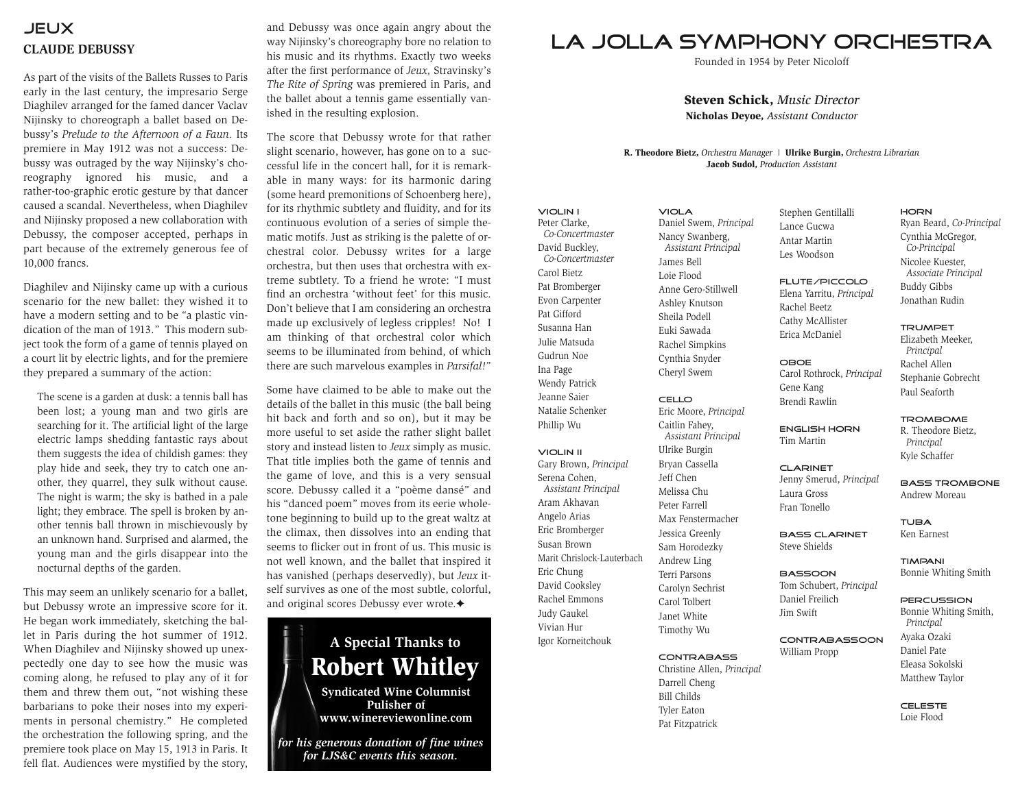# JEUX

## CLAUDE DEBUSSY

As part of the visits of the Ballets Russes to Paris early in the last century, the impresario Serge Diaghilev arranged for the famed dancer Vaclav Nijinsky to choreograph a ballet based on Debussy's *Prelude to the Afternoon of a Faun*. Its premiere in May 1912 was not a success: Debussy was outraged by the way Nijinsky's choreography ignored his music, and a rather-too-graphic erotic gesture by that dancer caused a scandal. Nevertheless, when Diaghilev and Nijinsky proposed a new collaboration with Debussy, the composer accepted, perhaps in part because of the extremely generous fee of 10,000 francs.

Diaghilev and Nijinsky came up with a curious scenario for the new ballet: they wished it to have a modern setting and to be "a plastic vindication of the man of 1913." This modern subject took the form of a game of tennis played on a court lit by electric lights, and for the premiere they prepared a summary of the action:

> The scene is a garden at dusk: a tennis ball has been lost; a young man and two girls are searching for it. The artificial light of the large electric lamps shedding fantastic rays about them suggests the idea of childish games: they play hide and seek, they try to catch one another, they quarrel, they sulk without cause. The night is warm; the sky is bathed in a pale light; they embrace. The spell is broken by another tennis ball thrown in mischievously by an unknown hand. Surprised and alarmed, the young man and the girls disappear into the nocturnal depths of the garden.

This may seem an unlikely scenario for a ballet, but Debussy wrote an impressive score for it. He began work immediately, sketching the ballet in Paris during the hot summer of 1912. When Diaghilev and Nijinsky showed up unexpectedly one day to see how the music was coming along, he refused to play any of it for them and threw them out, "not wishing these barbarians to poke their noses into my experiments in personal chemistry." He completed the orchestration the following spring, and the premiere took place on May 15, 1913 in Paris. It fell flat. Audiences were mystified by the story, and Debussy was once again angry about the way Nijinsky's choreography bore no relation to his music and its rhythms. Exactly two weeks after the first performance of *Jeux*, Stravinsky's *The Rite of Spring* was premiered in Paris, and the ballet about a tennis game essentially vanished in the resulting explosion.

The score that Debussy wrote for that rather slight scenario, however, has gone on to a successful life in the concert hall, for it is remarkable in many ways: for its harmonic daring (some heard premonitions of Schoenberg here), for its rhythmic subtlety and fluidity, and for its continuous evolution of a series of simple thematic motifs. Just as striking is the palette of orchestral color. Debussy writes for a large orchestra, but then uses that orchestra with extreme subtlety. To a friend he wrote: "I must find an orchestra 'without feet' for this music. Don't believe that I am considering an orchestra made up exclusively of legless cripples! No! I am thinking of that orchestral color which seems to be illuminated from behind, of which there are such marvelous examples in *Parsifal!*"

Some have claimed to be able to make out the details of the ballet in this music (the ball being hit back and forth and so on), but it may be more useful to set aside the rather slight ballet story and instead listen to *Jeux* simply as music. That title implies both the game of tennis and the game of love, and this is a very sensual score. Debussy called it a "poème dansé" and his "danced poem" moves from its eerie whole-tone beginning to build up to the great waltz at the climax, then dissolves into an ending that seems to flicker out in front of us. This music is not well known, and the ballet that inspired it has vanished (perhaps deservedly), but *Jeux* itself survives as one of the most subtle, colorful, and original scores Debussy ever wrote.✦

**A Special Thanks to**

**Robert Whitley**

**Syndicated Wine Columnist**
**Pulisher of**
**www.winereviewonline.com**

***for his generous donation of fine wines for LJS&C events this season.***

# LA JOLLA SYMPHONY ORCHESTRA

Founded in 1954 by Peter Nicoloff

**Steven Schick,** *Music Director*
**Nicholas Deyoe,** *Assistant Conductor*

**R. Theodore Bietz,** *Orchestra Manager* | **Ulrike Burgin,** *Orchestra Librarian*
**Jacob Sudol,** *Production Assistant*

### VIOLIN I
Peter Clarke, *Co-Concertmaster*
David Buckley, *Co-Concertmaster*
Carol Bietz
Pat Bromberger
Evon Carpenter
Pat Gifford
Susanna Han
Julie Matsuda
Gudrun Noe
Ina Page
Wendy Patrick
Jeanne Saier
Natalie Schenker
Phillip Wu

### VIOLIN II
Gary Brown, *Principal*
Serena Cohen, *Assistant Principal*
Aram Akhavan
Angelo Arias
Eric Bromberger
Susan Brown
Marit Chrislock-Lauterbach
Eric Chung
David Cooksley
Rachel Emmons
Judy Gaukel
Vivian Hur
Igor Korneitchouk

### VIOLA
Daniel Swem, *Principal*
Nancy Swanberg, *Assistant Principal*
James Bell
Loie Flood
Anne Gero-Stillwell
Ashley Knutson
Sheila Podell
Euki Sawada
Rachel Simpkins
Cynthia Snyder
Cheryl Swem

### CELLO
Eric Moore, *Principal*
Caitlin Fahey, *Assistant Principal*
Ulrike Burgin
Bryan Cassella
Jeff Chen
Melissa Chu
Peter Farrell
Max Fenstermacher
Jessica Greenly
Sam Horodezky
Andrew Ling
Terri Parsons
Carolyn Sechrist
Carol Tolbert
Janet White
Timothy Wu

### CONTRABASS
Christine Allen, *Principal*
Darrell Cheng
Bill Childs
Tyler Eaton
Pat Fitzpatrick
Stephen Gentillalli
Lance Gucwa
Antar Martin
Les Woodson

### FLUTE/PICCOLO
Elena Yarritu, *Principal*
Rachel Beetz
Cathy McAllister
Erica McDaniel

### OBOE
Carol Rothrock, *Principal*
Gene Kang
Brendi Rawlin

### ENGLISH HORN
Tim Martin

### CLARINET
Jenny Smerud, *Principal*
Laura Gross
Fran Tonello

### BASS CLARINET
Steve Shields

### BASSOON
Tom Schubert, *Principal*
Daniel Freilich
Jim Swift

### CONTRABASSOON
William Propp

### HORN
Ryan Beard, *Co-Principal*
Cynthia McGregor, *Co-Principal*
Nicolee Kuester, *Associate Principal*
Buddy Gibbs
Jonathan Rudin

### TRUMPET
Elizabeth Meeker, *Principal*
Rachel Allen
Stephanie Gobrecht
Paul Seaforth

### TROMBOME
R. Theodore Bietz, *Principal*
Kyle Schaffer

### BASS TROMBONE
Andrew Moreau

### TUBA
Ken Earnest

### TIMPANI
Bonnie Whiting Smith

### PERCUSSION
Bonnie Whiting Smith, *Principal*
Ayaka Ozaki
Daniel Pate
Eleasa Sokolski
Matthew Taylor

### CELESTE
Loie Flood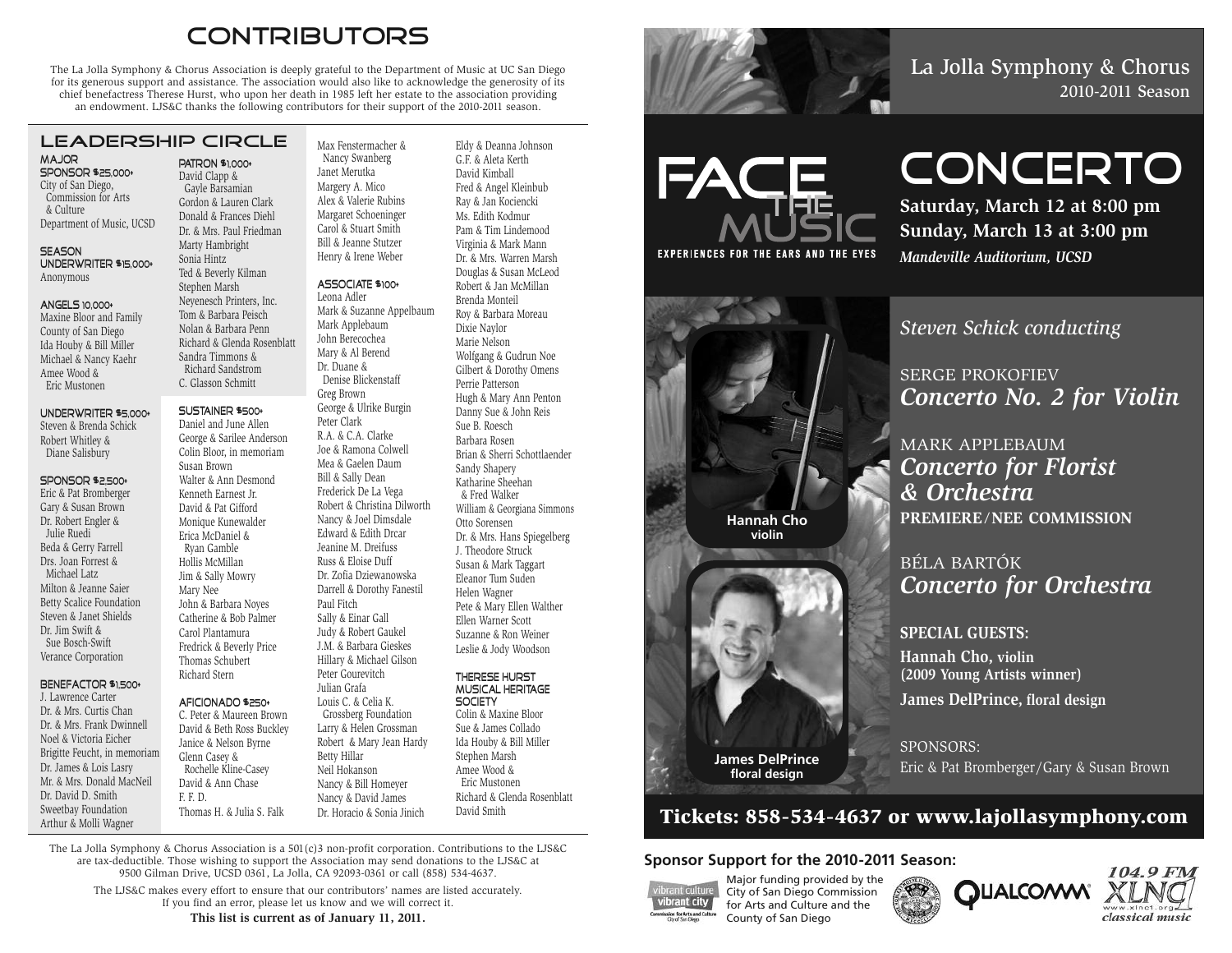# CONTRIBUTORS

The La Jolla Symphony & Chorus Association is deeply grateful to the Department of Music at UC San Diego for its generous support and assistance. The association would also like to acknowledge the generosity of its chief benefactress Therese Hurst, who upon her death in 1985 left her estate to the association providing an endowment. LJS&C thanks the following contributors for their support of the 2010-2011 season.

## LEADERSHIP CIRCLE

### MAJOR SPONSOR $25,000+
City of San Diego, Commission for Arts & Culture
Department of Music, UCSD

### SEASON UNDERWRITER $15,000+
Anonymous

### ANGELS 10,000+
Maxine Bloor and Family
County of San Diego
Ida Houby & Bill Miller
Michael & Nancy Kaehr
Amee Wood & Eric Mustonen

### UNDERWRITER $5,000+
Steven & Brenda Schick
Robert Whitley & Diane Salisbury

### SPONSOR $2,500+
Eric & Pat Bromberger
Gary & Susan Brown
Dr. Robert Engler & Julie Ruedi
Beda & Gerry Farrell
Drs. Joan Forrest & Michael Latz
Milton & Jeanne Saier
Betty Scalice Foundation
Steven & Janet Shields
Dr. Jim Swift & Sue Bosch-Swift
Verance Corporation

### BENEFACTOR $1,500+
J. Lawrence Carter
Dr. & Mrs. Curtis Chan
Dr. & Mrs. Frank Dwinnell
Noel & Victoria Eicher
Brigitte Feucht, in memoriam
Dr. James & Lois Lasry
Mr. & Mrs. Donald MacNeil
Dr. David D. Smith
Sweetbay Foundation
Arthur & Molli Wagner

### PATRON $1,000+
David Clapp & Gayle Barsamian
Gordon & Lauren Clark
Donald & Frances Diehl
Dr. & Mrs. Paul Friedman
Marty Hambright
Sonia Hintz
Ted & Beverly Kilman
Stephen Marsh
Neyenesch Printers, Inc.
Tom & Barbara Peisch
Nolan & Barbara Penn
Richard & Glenda Rosenblatt
Sandra Timmons & Richard Sandstrom
C. Glasson Schmitt

### SUSTAINER $500+
Daniel and June Allen
George & Sarilee Anderson
Colin Bloor, in memoriam
Susan Brown
Walter & Ann Desmond
Kenneth Earnest Jr.
David & Pat Gifford
Monique Kunewalder
Erica McDaniel & Ryan Gamble
Hollis McMillan
Jim & Sally Mowry
Mary Nee
John & Barbara Noyes
Catherine & Bob Palmer
Carol Plantamura
Fredrick & Beverly Price
Thomas Schubert
Richard Stern

### AFICIONADO $250+
C. Peter & Maureen Brown
David & Beth Ross Buckley
Janice & Nelson Byrne
Glenn Casey & Rochelle Kline-Casey
David & Ann Chase
F. F. D.
Thomas H. & Julia S. Falk
Max Fenstermacher & Nancy Swanberg
Janet Merutka
Margery A. Mico
Alex & Valerie Rubins
Margaret Schoeninger
Carol & Stuart Smith
Bill & Jeanne Stutzer
Henry & Irene Weber

### ASSOCIATE $100+
Leona Adler
Mark & Suzanne Appelbaum
Mark Applebaum
John Berecochea
Mary & Al Berend
Dr. Duane & Denise Blickenstaff
Greg Brown
George & Ulrike Burgin
Peter Clark
R.A. & C.A. Clarke
Joe & Ramona Colwell
Mea & Gaelen Daum
Bill & Sally Dean
Frederick De La Vega
Robert & Christina Dilworth
Nancy & Joel Dimsdale
Edward & Edith Drcar
Jeanine M. Dreifuss
Russ & Eloise Duff
Dr. Zofia Dziewanowska
Darrell & Dorothy Fanestil
Paul Fitch
Sally & Einar Gall
Judy & Robert Gaukel
J.M. & Barbara Gieskes
Hillary & Michael Gilson
Peter Gourevitch
Julian Grafa
Louis C. & Celia K. Grossberg Foundation
Larry & Helen Grossman
Robert & Mary Jean Hardy
Betty Hillar
Neil Hokanson
Nancy & Bill Homeyer
Nancy & David James
Dr. Horacio & Sonia Jinich
Eldy & Deanna Johnson
G.F. & Aleta Kerth
David Kimball
Fred & Angel Kleinbub
Ray & Jan Kociencki
Ms. Edith Kodmur
Pam & Tim Lindemood
Virginia & Mark Mann
Dr. & Mrs. Warren Marsh
Douglas & Susan McLeod
Robert & Jan McMillan
Brenda Monteil
Roy & Barbara Moreau
Dixie Naylor
Marie Nelson
Wolfgang & Gudrun Noe
Gilbert & Dorothy Omens
Perrie Patterson
Hugh & Mary Ann Penton
Danny Sue & John Reis
Sue B. Roesch
Barbara Rosen
Brian & Sherri Schottlaender
Sandy Shapery
Katharine Sheehan & Fred Walker
William & Georgiana Simmons
Otto Sorensen
Dr. & Mrs. Hans Spiegelberg
J. Theodore Struck
Susan & Mark Taggart
Eleanor Tum Suden
Helen Wagner
Pete & Mary Ellen Walther
Ellen Warner Scott
Suzanne & Ron Weiner
Leslie & Jody Woodson

### THERESE HURST MUSICAL HERITAGE SOCIETY
Colin & Maxine Bloor
Sue & James Collado
Ida Houby & Bill Miller
Stephen Marsh
Amee Wood & Eric Mustonen
Richard & Glenda Rosenblatt
David Smith

The La Jolla Symphony & Chorus Association is a 501(c)3 non-profit corporation. Contributions to the LJS&C are tax-deductible. Those wishing to support the Association may send donations to the LJS&C at 9500 Gilman Drive, UCSD 0361, La Jolla, CA 92093-0361 or call (858) 534-4637.

The LJS&C makes every effort to ensure that our contributors' names are listed accurately. If you find an error, please let us know and we will correct it.

**This list is current as of January 11, 2011.**

---

La Jolla Symphony & Chorus
2010-2011 Season

FACE THE MUSIC
EXPERIENCES FOR THE EARS AND THE EYES

# CONCERTO

**Saturday, March 12 at 8:00 pm**
**Sunday, March 13 at 3:00 pm**
***Mandeville Auditorium, UCSD***

Hannah Cho
violin

James DelPrince
floral design

*Steven Schick conducting*

SERGE PROKOFIEV
***Concerto No. 2 for Violin***

MARK APPLEBAUM
***Concerto for Florist & Orchestra***
**PREMIERE/NEE COMMISSION**

BÉLA BARTÓK
***Concerto for Orchestra***

**SPECIAL GUESTS:**
**Hannah Cho, violin (2009 Young Artists winner)**
**James DelPrince, floral design**

SPONSORS:
Eric & Pat Bromberger/Gary & Susan Brown

**Tickets: 858-534-4637 or www.lajollasymphony.com**

**Sponsor Support for the 2010-2011 Season:**

vibrant culture vibrant city — Commission for Arts and Culture, City of San Diego

Major funding provided by the City of San Diego Commission for Arts and Culture and the County of San Diego

QUALCOMM

104.9 FM XLNC1 www.xlnc1.org classical music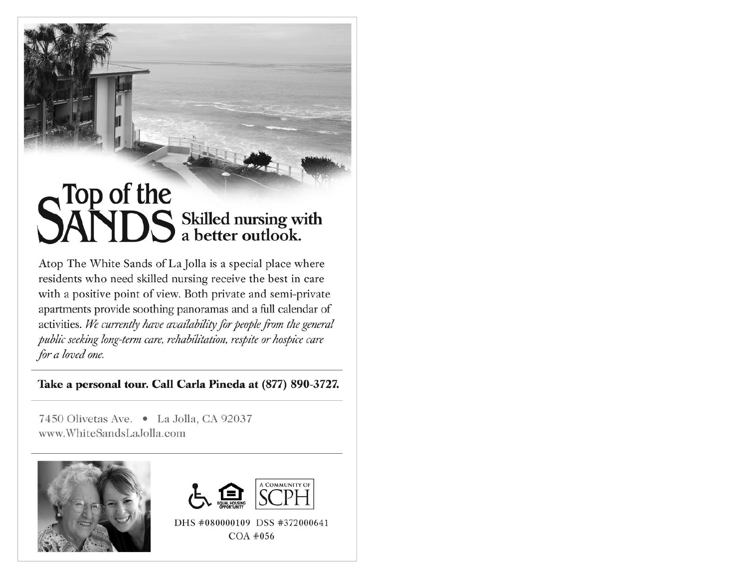# Top of the SANDS

**Skilled nursing with a better outlook.**

Atop The White Sands of La Jolla is a special place where residents who need skilled nursing receive the best in care with a positive point of view. Both private and semi-private apartments provide soothing panoramas and a full calendar of activities. *We currently have availability for people from the general public seeking long-term care, rehabilitation, respite or hospice care for a loved one.*

**Take a personal tour. Call Carla Pineda at (877) 890-3727.**

7450 Olivetas Ave. • La Jolla, CA 92037
www.WhiteSandsLaJolla.com

EQUAL HOUSING OPPORTUNITY

A COMMUNITY OF SCPH

DHS #080000109 DSS #372000641
COA #056